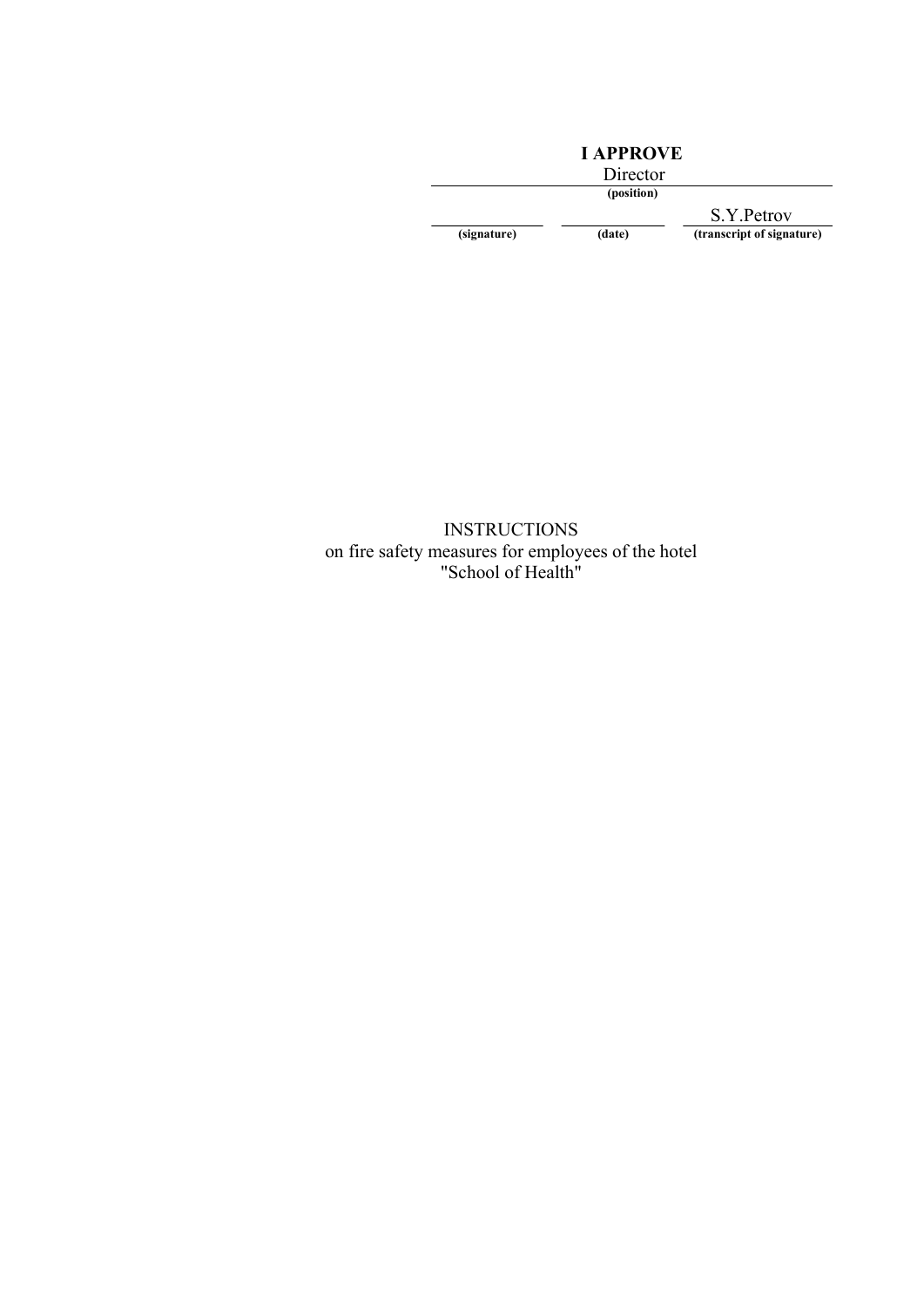**I APPROVE**

Director
**(position)**

| | | S.Y.Petrov |
|---|---|---|
| **(signature)** | **(date)** | **(transcript of signature)** |

INSTRUCTIONS
on fire safety measures for employees of the hotel
"School of Health"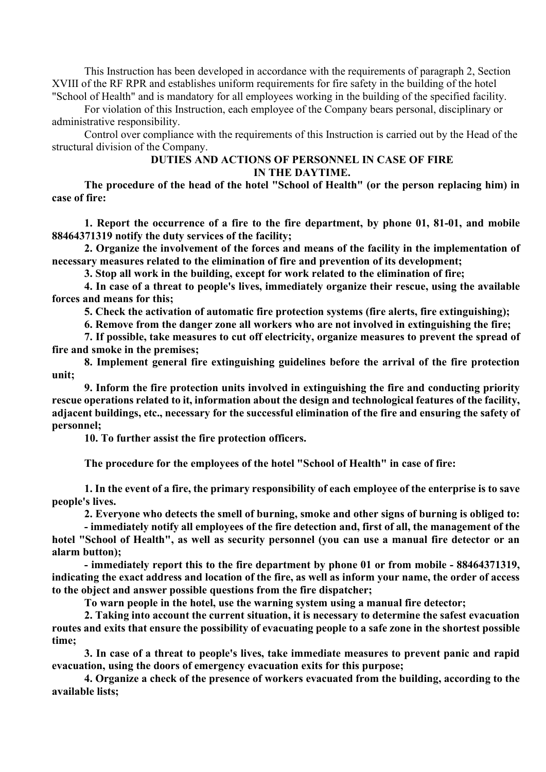This Instruction has been developed in accordance with the requirements of paragraph 2, Section XVIII of the RF RPR and establishes uniform requirements for fire safety in the building of the hotel "School of Health" and is mandatory for all employees working in the building of the specified facility.

For violation of this Instruction, each employee of the Company bears personal, disciplinary or administrative responsibility.

Control over compliance with the requirements of this Instruction is carried out by the Head of the structural division of the Company.

## DUTIES AND ACTIONS OF PERSONNEL IN CASE OF FIRE IN THE DAYTIME.

**The procedure of the head of the hotel "School of Health" (or the person replacing him) in case of fire:**

**1. Report the occurrence of a fire to the fire department, by phone 01, 81-01, and mobile 88464371319 notify the duty services of the facility;**

**2. Organize the involvement of the forces and means of the facility in the implementation of necessary measures related to the elimination of fire and prevention of its development;**

**3. Stop all work in the building, except for work related to the elimination of fire;**

**4. In case of a threat to people's lives, immediately organize their rescue, using the available forces and means for this;**

**5. Check the activation of automatic fire protection systems (fire alerts, fire extinguishing);**

**6. Remove from the danger zone all workers who are not involved in extinguishing the fire;**

**7. If possible, take measures to cut off electricity, organize measures to prevent the spread of fire and smoke in the premises;**

**8. Implement general fire extinguishing guidelines before the arrival of the fire protection unit;**

**9. Inform the fire protection units involved in extinguishing the fire and conducting priority rescue operations related to it, information about the design and technological features of the facility, adjacent buildings, etc., necessary for the successful elimination of the fire and ensuring the safety of personnel;**

**10. To further assist the fire protection officers.**

**The procedure for the employees of the hotel "School of Health" in case of fire:**

**1. In the event of a fire, the primary responsibility of each employee of the enterprise is to save people's lives.**

**2. Everyone who detects the smell of burning, smoke and other signs of burning is obliged to:**

**- immediately notify all employees of the fire detection and, first of all, the management of the hotel "School of Health", as well as security personnel (you can use a manual fire detector or an alarm button);**

**- immediately report this to the fire department by phone 01 or from mobile - 88464371319, indicating the exact address and location of the fire, as well as inform your name, the order of access to the object and answer possible questions from the fire dispatcher;**

**To warn people in the hotel, use the warning system using a manual fire detector;**

**2. Taking into account the current situation, it is necessary to determine the safest evacuation routes and exits that ensure the possibility of evacuating people to a safe zone in the shortest possible time;**

**3. In case of a threat to people's lives, take immediate measures to prevent panic and rapid evacuation, using the doors of emergency evacuation exits for this purpose;**

**4. Organize a check of the presence of workers evacuated from the building, according to the available lists;**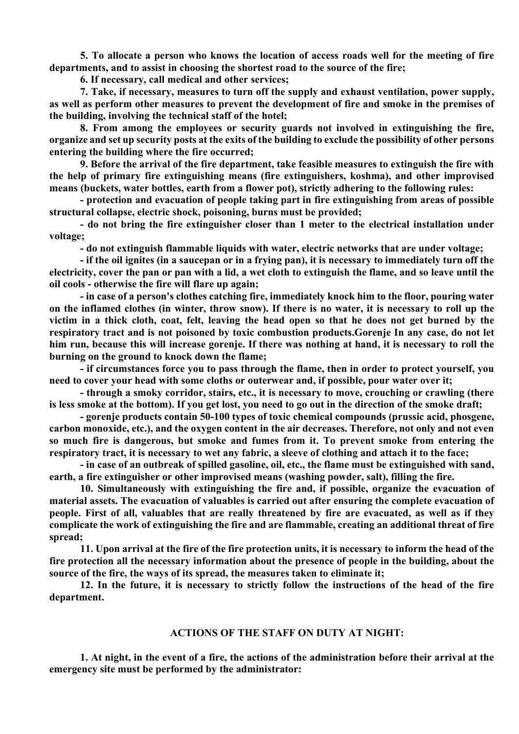**5. To allocate a person who knows the location of access roads well for the meeting of fire departments, and to assist in choosing the shortest road to the source of the fire;**

**6. If necessary, call medical and other services;**

**7. Take, if necessary, measures to turn off the supply and exhaust ventilation, power supply, as well as perform other measures to prevent the development of fire and smoke in the premises of the building, involving the technical staff of the hotel;**

**8. From among the employees or security guards not involved in extinguishing the fire, organize and set up security posts at the exits of the building to exclude the possibility of other persons entering the building where the fire occurred;**

**9. Before the arrival of the fire department, take feasible measures to extinguish the fire with the help of primary fire extinguishing means (fire extinguishers, koshma), and other improvised means (buckets, water bottles, earth from a flower pot), strictly adhering to the following rules:**

**- protection and evacuation of people taking part in fire extinguishing from areas of possible structural collapse, electric shock, poisoning, burns must be provided;**

**- do not bring the fire extinguisher closer than 1 meter to the electrical installation under voltage;**

**- do not extinguish flammable liquids with water, electric networks that are under voltage;**

**- if the oil ignites (in a saucepan or in a frying pan), it is necessary to immediately turn off the electricity, cover the pan or pan with a lid, a wet cloth to extinguish the flame, and so leave until the oil cools - otherwise the fire will flare up again;**

**- in case of a person's clothes catching fire, immediately knock him to the floor, pouring water on the inflamed clothes (in winter, throw snow). If there is no water, it is necessary to roll up the victim in a thick cloth, coat, felt, leaving the head open so that he does not get burned by the respiratory tract and is not poisoned by toxic combustion products.Gorenje In any case, do not let him run, because this will increase gorenje. If there was nothing at hand, it is necessary to roll the burning on the ground to knock down the flame;**

**- if circumstances force you to pass through the flame, then in order to protect yourself, you need to cover your head with some cloths or outerwear and, if possible, pour water over it;**

**- through a smoky corridor, stairs, etc., it is necessary to move, crouching or crawling (there is less smoke at the bottom). If you get lost, you need to go out in the direction of the smoke draft;**

**- gorenje products contain 50-100 types of toxic chemical compounds (prussic acid, phosgene, carbon monoxide, etc.), and the oxygen content in the air decreases. Therefore, not only and not even so much fire is dangerous, but smoke and fumes from it. To prevent smoke from entering the respiratory tract, it is necessary to wet any fabric, a sleeve of clothing and attach it to the face;**

**- in case of an outbreak of spilled gasoline, oil, etc., the flame must be extinguished with sand, earth, a fire extinguisher or other improvised means (washing powder, salt), filling the fire.**

**10. Simultaneously with extinguishing the fire and, if possible, organize the evacuation of material assets. The evacuation of valuables is carried out after ensuring the complete evacuation of people. First of all, valuables that are really threatened by fire are evacuated, as well as if they complicate the work of extinguishing the fire and are flammable, creating an additional threat of fire spread;**

**11. Upon arrival at the fire of the fire protection units, it is necessary to inform the head of the fire protection all the necessary information about the presence of people in the building, about the source of the fire, the ways of its spread, the measures taken to eliminate it;**

**12. In the future, it is necessary to strictly follow the instructions of the head of the fire department.**

## ACTIONS OF THE STAFF ON DUTY AT NIGHT:

**1. At night, in the event of a fire, the actions of the administration before their arrival at the emergency site must be performed by the administrator:**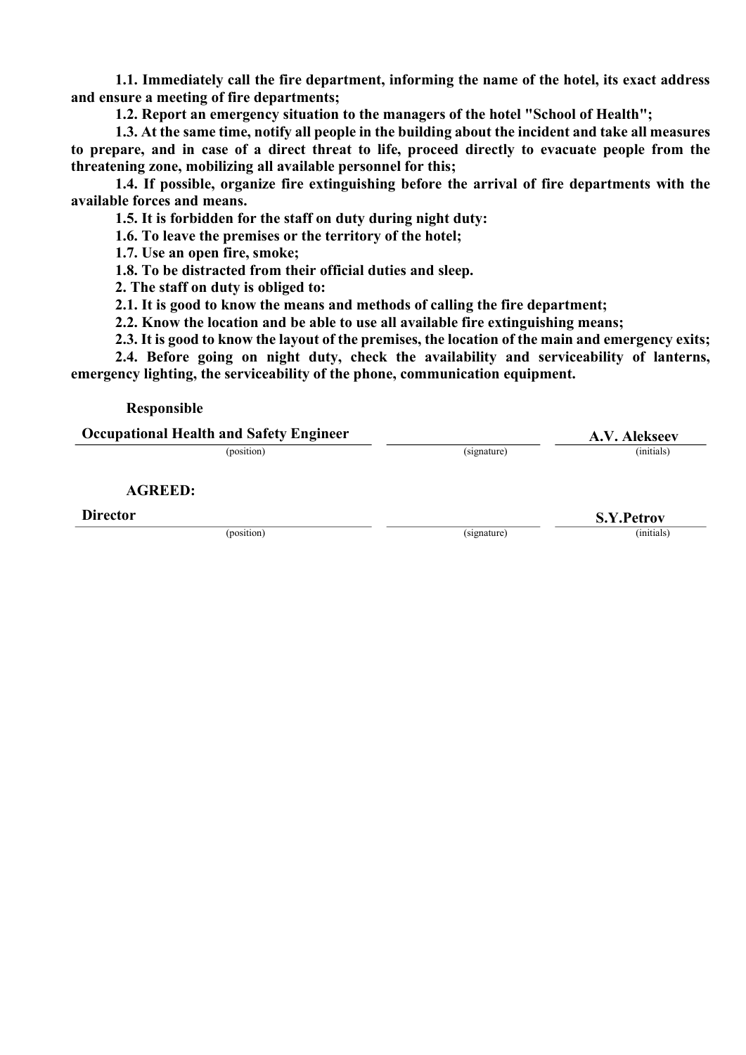**1.1. Immediately call the fire department, informing the name of the hotel, its exact address and ensure a meeting of fire departments;**

**1.2. Report an emergency situation to the managers of the hotel "School of Health";**

**1.3. At the same time, notify all people in the building about the incident and take all measures to prepare, and in case of a direct threat to life, proceed directly to evacuate people from the threatening zone, mobilizing all available personnel for this;**

**1.4. If possible, organize fire extinguishing before the arrival of fire departments with the available forces and means.**

**1.5. It is forbidden for the staff on duty during night duty:**

**1.6. To leave the premises or the territory of the hotel;**

**1.7. Use an open fire, smoke;**

**1.8. To be distracted from their official duties and sleep.**

**2. The staff on duty is obliged to:**

**2.1. It is good to know the means and methods of calling the fire department;**

**2.2. Know the location and be able to use all available fire extinguishing means;**

**2.3. It is good to know the layout of the premises, the location of the main and emergency exits;**

**2.4. Before going on night duty, check the availability and serviceability of lanterns, emergency lighting, the serviceability of the phone, communication equipment.**

**Responsible**

| | | |
|---|---|---|
| **Occupational Health and Safety Engineer** | | **A.V. Alekseev** |
| (position) | (signature) | (initials) |

**AGREED:**

| | | |
|---|---|---|
| **Director** | | **S.Y.Petrov** |
| (position) | (signature) | (initials) |